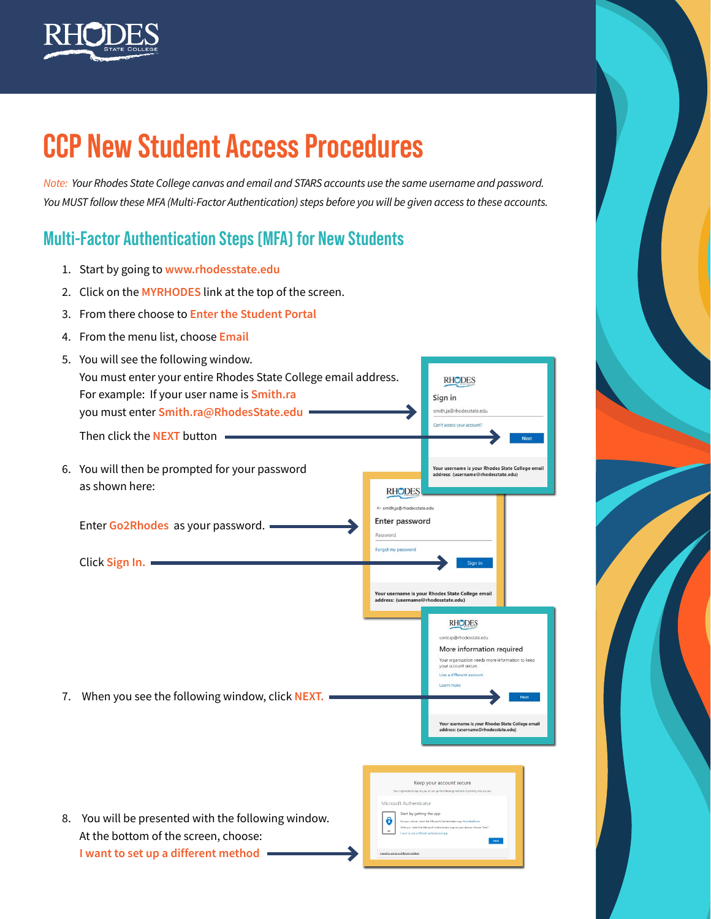# CCP New Student Access Procedures

*Note: Your Rhodes State College canvas and email and STARS accounts use the same username and password. You MUST follow these MFA (Multi-Factor Authentication) steps before you will be given access to these accounts.*

## Multi-Factor Authentication Steps (MFA) for New Students

1. Start by going to www.rhodesstate.edu
2. Click on the MYRHODES link at the top of the screen.
3. From there choose to Enter the Student Portal
4. From the menu list, choose Email
5. You will see the following window.
   You must enter your entire Rhodes State College email address.
   For example: If your user name is Smith.ra
   you must enter Smith.ra@RhodesState.edu

   Then click the NEXT button
6. You will then be prompted for your password as shown here:

   Enter Go2Rhodes as your password.

   Click Sign In.
7. When you see the following window, click NEXT.
8. You will be presented with the following window.
   At the bottom of the screen, choose:
   I want to set up a different method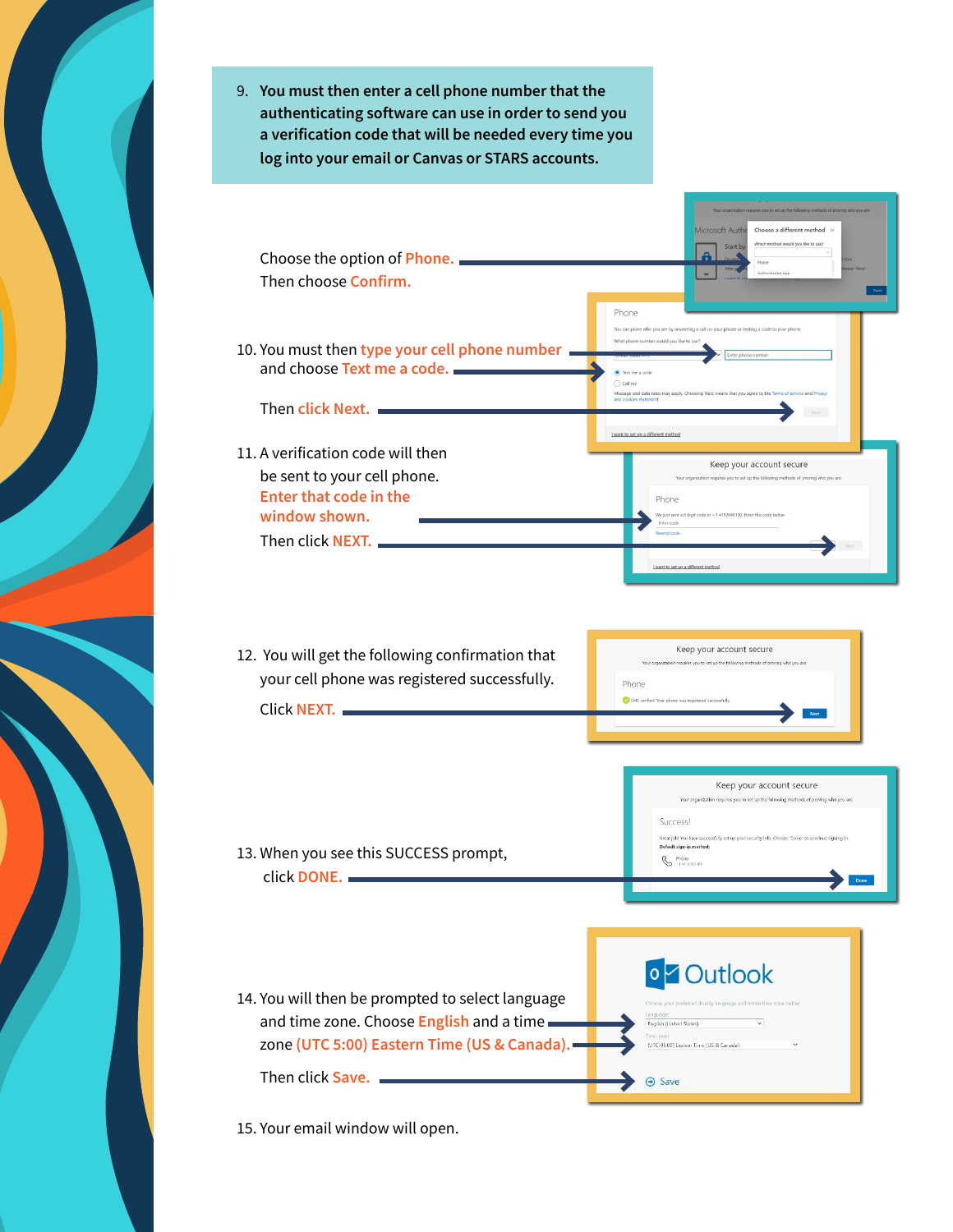9. **You must then enter a cell phone number that the authenticating software can use in order to send you a verification code that will be needed every time you log into your email or Canvas or STARS accounts.**

   Choose the option of **Phone.**
   Then choose **Confirm.**

10. You must then **type your cell phone number** and choose **Text me a code.**

    Then **click Next.**

11. A verification code will then be sent to your cell phone. **Enter that code in the window shown.**

    Then click **NEXT.**

12. You will get the following confirmation that your cell phone was registered successfully.

    Click **NEXT.**

13. When you see this SUCCESS prompt, click **DONE.**

14. You will then be prompted to select language and time zone. Choose **English** and a time zone **(UTC 5:00) Eastern Time (US & Canada).**

    Then click **Save.**

15. Your email window will open.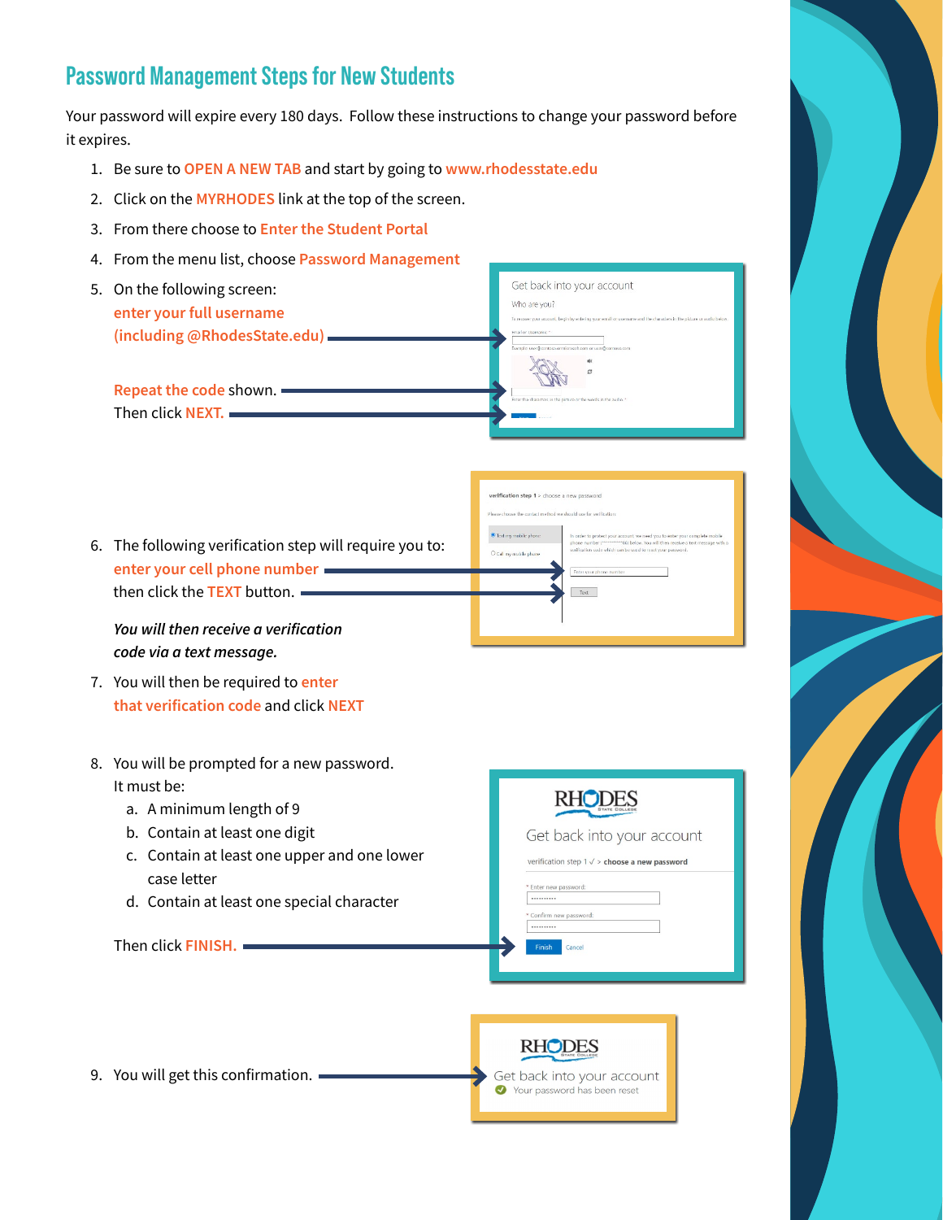## Password Management Steps for New Students

Your password will expire every 180 days. Follow these instructions to change your password before it expires.

1. Be sure to **OPEN A NEW TAB** and start by going to **www.rhodesstate.edu**
2. Click on the **MYRHODES** link at the top of the screen.
3. From there choose to **Enter the Student Portal**
4. From the menu list, choose **Password Management**
5. On the following screen:
   **enter your full username (including @RhodesState.edu)**

   **Repeat the code** shown.
   Then click **NEXT.**

6. The following verification step will require you to:
   **enter your cell phone number**
   then click the **TEXT** button.

   ***You will then receive a verification code via a text message.***

7. You will then be required to **enter that verification code** and click **NEXT**

8. You will be prompted for a new password.
   It must be:
   a. A minimum length of 9
   b. Contain at least one digit
   c. Contain at least one upper and one lower case letter
   d. Contain at least one special character

   Then click **FINISH.**

9. You will get this confirmation.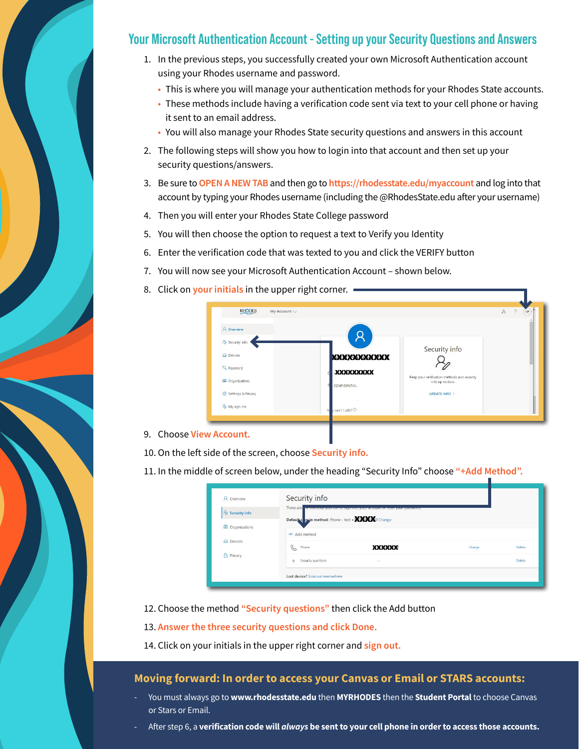## Your Microsoft Authentication Account - Setting up your Security Questions and Answers

1. In the previous steps, you successfully created your own Microsoft Authentication account using your Rhodes username and password.
   - This is where you will manage your authentication methods for your Rhodes State accounts.
   - These methods include having a verification code sent via text to your cell phone or having it sent to an email address.
   - You will also manage your Rhodes State security questions and answers in this account
2. The following steps will show you how to login into that account and then set up your security questions/answers.
3. Be sure to OPEN A NEW TAB and then go to https://rhodesstate.edu/myaccount and log into that account by typing your Rhodes username (including the @RhodesState.edu after your username)
4. Then you will enter your Rhodes State College password
5. You will then choose the option to request a text to Verify you Identity
6. Enter the verification code that was texted to you and click the VERIFY button
7. You will now see your Microsoft Authentication Account – shown below.
8. Click on your initials in the upper right corner.
9. Choose View Account.
10. On the left side of the screen, choose Security info.
11. In the middle of screen below, under the heading "Security Info" choose "+Add Method".
12. Choose the method "Security questions" then click the Add button
13. Answer the three security questions and click Done.
14. Click on your initials in the upper right corner and sign out.

### Moving forward: In order to access your Canvas or Email or STARS accounts:

- You must always go to **www.rhodesstate.edu** then **MYRHODES** then the **Student Portal** to choose Canvas or Stars or Email.
- After step 6, a **verification code will *always* be sent to your cell phone in order to access those accounts.**